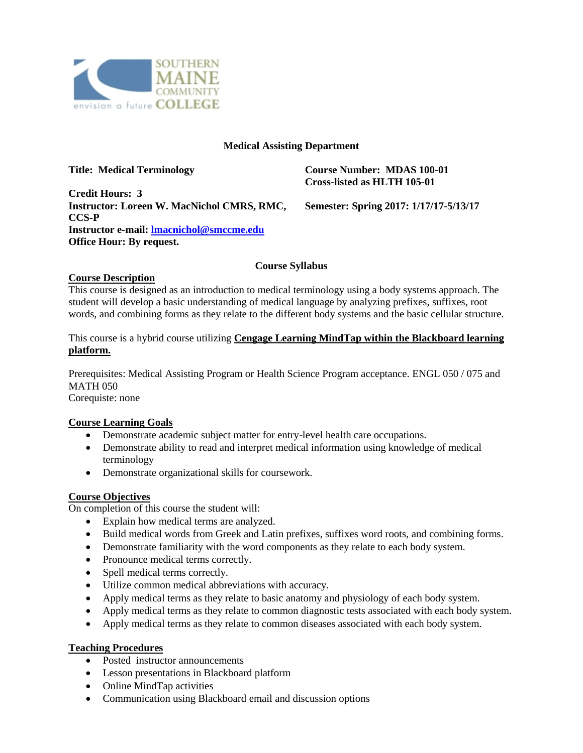**Medical Assisting Department**

**Title: Medical Terminology**

**Course Number: MDAS 100-01**
**Cross-listed as HLTH 105-01**

**Credit Hours: 3**
**Instructor: Loreen W. MacNichol CMRS, RMC, CCS-P**
**Semester: Spring 2017: 1/17/17-5/13/17**
**Instructor e-mail: lmacnichol@smccme.edu**
**Office Hour: By request.**

**Course Syllabus**

**Course Description**

This course is designed as an introduction to medical terminology using a body systems approach. The student will develop a basic understanding of medical language by analyzing prefixes, suffixes, root words, and combining forms as they relate to the different body systems and the basic cellular structure.

This course is a hybrid course utilizing **Cengage Learning MindTap within the Blackboard learning platform.**

Prerequisites: Medical Assisting Program or Health Science Program acceptance. ENGL 050 / 075 and MATH 050
Corequiste: none

**Course Learning Goals**

- Demonstrate academic subject matter for entry-level health care occupations.
- Demonstrate ability to read and interpret medical information using knowledge of medical terminology
- Demonstrate organizational skills for coursework.

**Course Objectives**

On completion of this course the student will:

- Explain how medical terms are analyzed.
- Build medical words from Greek and Latin prefixes, suffixes word roots, and combining forms.
- Demonstrate familiarity with the word components as they relate to each body system.
- Pronounce medical terms correctly.
- Spell medical terms correctly.
- Utilize common medical abbreviations with accuracy.
- Apply medical terms as they relate to basic anatomy and physiology of each body system.
- Apply medical terms as they relate to common diagnostic tests associated with each body system.
- Apply medical terms as they relate to common diseases associated with each body system.

**Teaching Procedures**

- Posted instructor announcements
- Lesson presentations in Blackboard platform
- Online MindTap activities
- Communication using Blackboard email and discussion options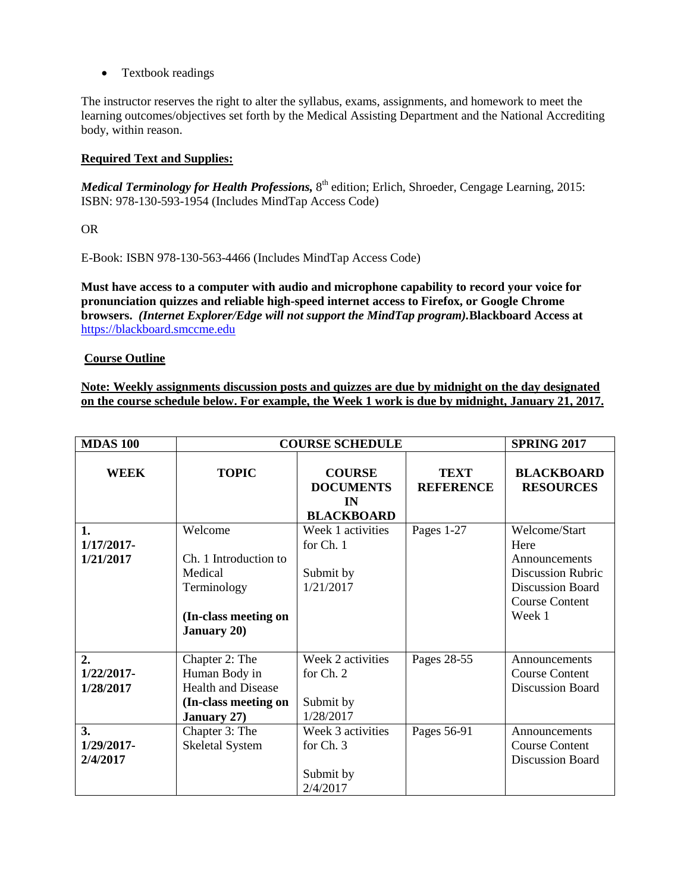- Textbook readings

The instructor reserves the right to alter the syllabus, exams, assignments, and homework to meet the learning outcomes/objectives set forth by the Medical Assisting Department and the National Accrediting body, within reason.

**Required Text and Supplies:**

***Medical Terminology for Health Professions,*** 8th edition; Erlich, Shroeder, Cengage Learning, 2015: ISBN: 978-130-593-1954 (Includes MindTap Access Code)

OR

E-Book: ISBN 978-130-563-4466 (Includes MindTap Access Code)

**Must have access to a computer with audio and microphone capability to record your voice for pronunciation quizzes and reliable high-speed internet access to Firefox, or Google Chrome browsers.** ***(Internet Explorer/Edge will not support the MindTap program).*** **Blackboard Access at** https://blackboard.smccme.edu

**Course Outline**

**Note: Weekly assignments discussion posts and quizzes are due by midnight on the day designated on the course schedule below. For example, the Week 1 work is due by midnight, January 21, 2017.**

| MDAS 100 | COURSE SCHEDULE | | | SPRING 2017 |
|---|---|---|---|---|
| **WEEK** | **TOPIC** | **COURSE DOCUMENTS IN BLACKBOARD** | **TEXT REFERENCE** | **BLACKBOARD RESOURCES** |
| **1. 1/17/2017-1/21/2017** | Welcome<br><br>Ch. 1 Introduction to Medical Terminology<br><br>**(In-class meeting on January 20)** | Week 1 activities for Ch. 1<br><br>Submit by 1/21/2017 | Pages 1-27 | Welcome/Start Here<br>Announcements<br>Discussion Rubric<br>Discussion Board<br>Course Content Week 1 |
| **2. 1/22/2017-1/28/2017** | Chapter 2: The Human Body in Health and Disease<br>**(In-class meeting on January 27)** | Week 2 activities for Ch. 2<br><br>Submit by 1/28/2017 | Pages 28-55 | Announcements<br>Course Content<br>Discussion Board |
| **3. 1/29/2017-2/4/2017** | Chapter 3: The Skeletal System | Week 3 activities for Ch. 3<br><br>Submit by 2/4/2017 | Pages 56-91 | Announcements<br>Course Content<br>Discussion Board |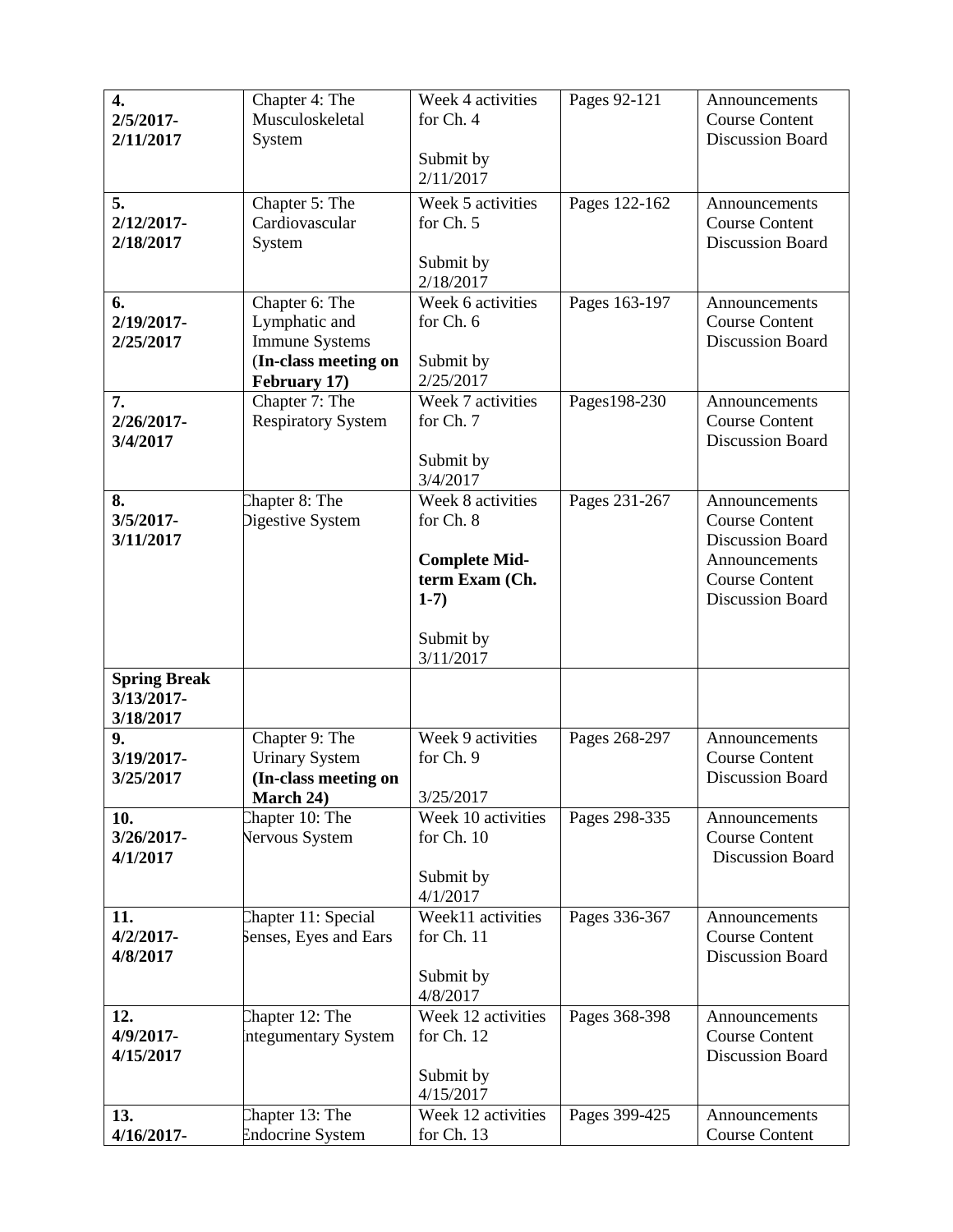| **4. 2/5/2017- 2/11/2017** | Chapter 4: The Musculoskeletal System | Week 4 activities for Ch. 4<br><br>Submit by 2/11/2017 | Pages 92-121 | Announcements Course Content Discussion Board |
|---|---|---|---|---|
| **5. 2/12/2017- 2/18/2017** | Chapter 5: The Cardiovascular System | Week 5 activities for Ch. 5<br><br>Submit by 2/18/2017 | Pages 122-162 | Announcements Course Content Discussion Board |
| **6. 2/19/2017- 2/25/2017** | Chapter 6: The Lymphatic and Immune Systems **(In-class meeting on February 17)** | Week 6 activities for Ch. 6<br><br>Submit by 2/25/2017 | Pages 163-197 | Announcements Course Content Discussion Board |
| **7. 2/26/2017- 3/4/2017** | Chapter 7: The Respiratory System | Week 7 activities for Ch. 7<br><br>Submit by 3/4/2017 | Pages198-230 | Announcements Course Content Discussion Board |
| **8. 3/5/2017- 3/11/2017** | Chapter 8: The Digestive System | Week 8 activities for Ch. 8<br><br>**Complete Mid-term Exam (Ch. 1-7)**<br><br>Submit by 3/11/2017 | Pages 231-267 | Announcements Course Content Discussion Board Announcements Course Content Discussion Board |
| **Spring Break 3/13/2017- 3/18/2017** | | | | |
| **9. 3/19/2017- 3/25/2017** | Chapter 9: The Urinary System **(In-class meeting on March 24)** | Week 9 activities for Ch. 9<br><br>3/25/2017 | Pages 268-297 | Announcements Course Content Discussion Board |
| **10. 3/26/2017- 4/1/2017** | Chapter 10: The Nervous System | Week 10 activities for Ch. 10<br><br>Submit by 4/1/2017 | Pages 298-335 | Announcements Course Content Discussion Board |
| **11. 4/2/2017- 4/8/2017** | Chapter 11: Special Senses, Eyes and Ears | Week11 activities for Ch. 11<br><br>Submit by 4/8/2017 | Pages 336-367 | Announcements Course Content Discussion Board |
| **12. 4/9/2017- 4/15/2017** | Chapter 12: The Integumentary System | Week 12 activities for Ch. 12<br><br>Submit by 4/15/2017 | Pages 368-398 | Announcements Course Content Discussion Board |
| **13. 4/16/2017-** | Chapter 13: The Endocrine System | Week 12 activities for Ch. 13 | Pages 399-425 | Announcements Course Content |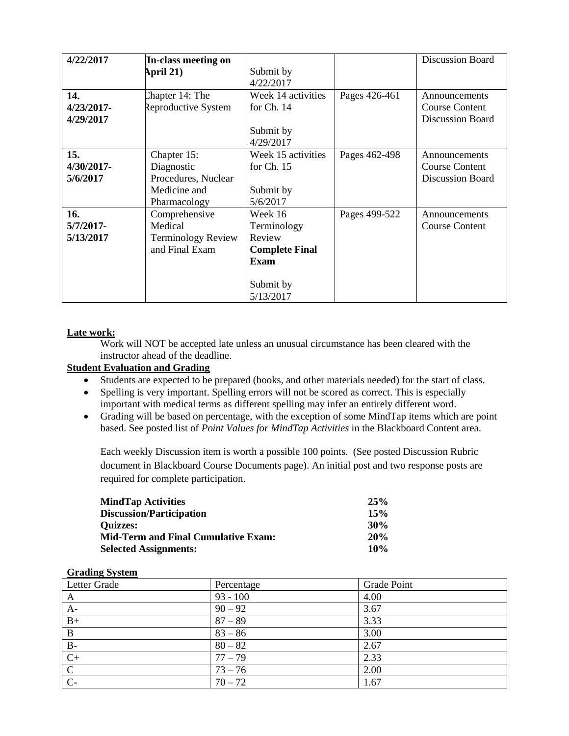| | | | | |
|---|---|---|---|---|
| **4/22/2017** | **In-class meeting on April 21)** | Submit by 4/22/2017 | | Discussion Board |
| **14. 4/23/2017- 4/29/2017** | Chapter 14: The Reproductive System | Week 14 activities for Ch. 14<br><br>Submit by 4/29/2017 | Pages 426-461 | Announcements<br>Course Content<br>Discussion Board |
| **15. 4/30/2017- 5/6/2017** | Chapter 15: Diagnostic Procedures, Nuclear Medicine and Pharmacology | Week 15 activities for Ch. 15<br><br>Submit by 5/6/2017 | Pages 462-498 | Announcements<br>Course Content<br>Discussion Board |
| **16. 5/7/2017- 5/13/2017** | Comprehensive Medical Terminology Review and Final Exam | Week 16 Terminology Review<br>**Complete Final Exam**<br><br>Submit by 5/13/2017 | Pages 499-522 | Announcements<br>Course Content |

**Late work:**

Work will NOT be accepted late unless an unusual circumstance has been cleared with the instructor ahead of the deadline.

**Student Evaluation and Grading**

- Students are expected to be prepared (books, and other materials needed) for the start of class.
- Spelling is very important. Spelling errors will not be scored as correct. This is especially important with medical terms as different spelling may infer an entirely different word.
- Grading will be based on percentage, with the exception of some MindTap items which are point based. See posted list of *Point Values for MindTap Activities* in the Blackboard Content area.

Each weekly Discussion item is worth a possible 100 points. (See posted Discussion Rubric document in Blackboard Course Documents page). An initial post and two response posts are required for complete participation.

| | |
|---|---|
| **MindTap Activities** | **25%** |
| **Discussion/Participation** | **15%** |
| **Quizzes:** | **30%** |
| **Mid-Term and Final Cumulative Exam:** | **20%** |
| **Selected Assignments:** | **10%** |

**Grading System**

| Letter Grade | Percentage | Grade Point |
|---|---|---|
| A | 93 - 100 | 4.00 |
| A- | 90 – 92 | 3.67 |
| B+ | 87 – 89 | 3.33 |
| B | 83 – 86 | 3.00 |
| B- | 80 – 82 | 2.67 |
| C+ | 77 – 79 | 2.33 |
| C | 73 – 76 | 2.00 |
| C- | 70 – 72 | 1.67 |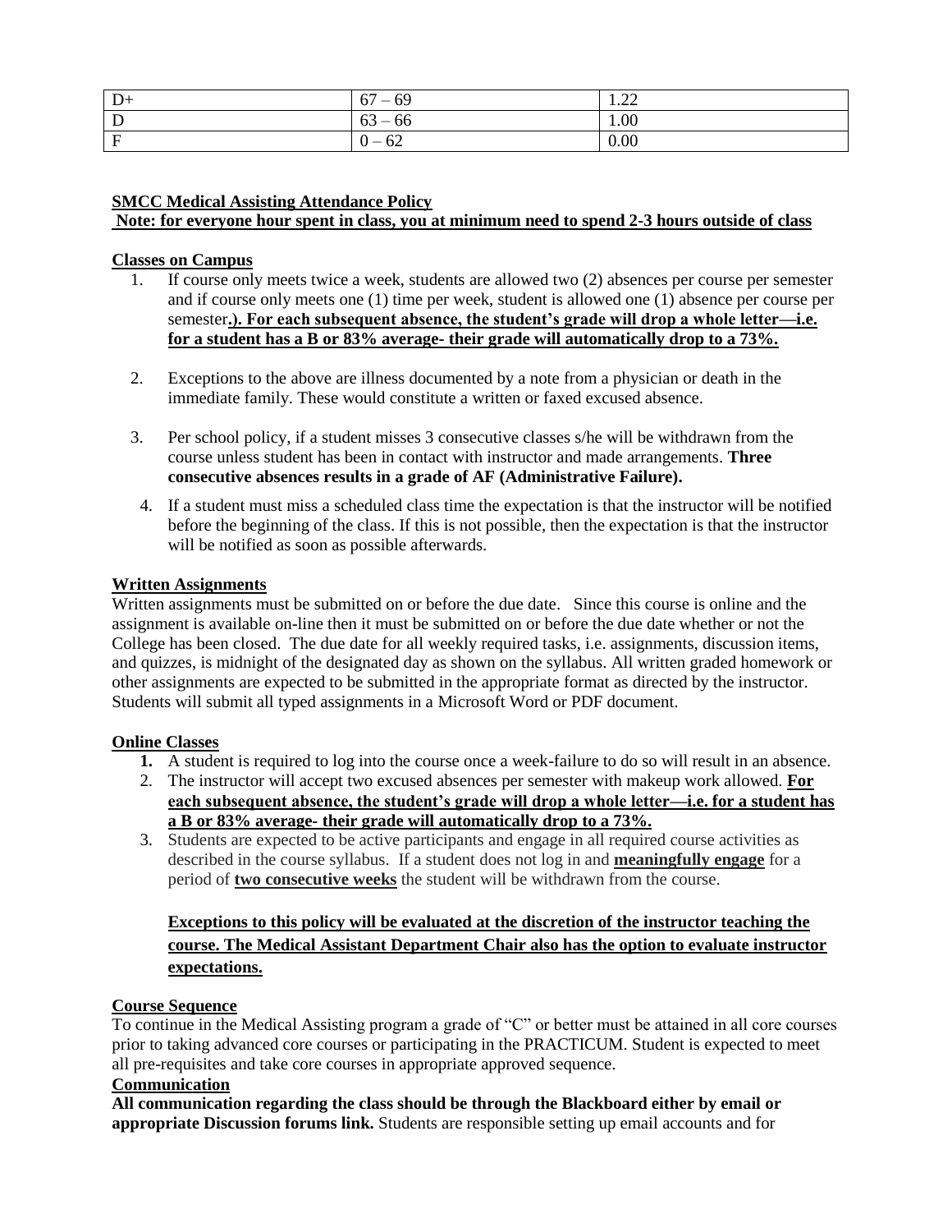| D+ | 67 – 69 | 1.22 |
|---|---|---|
| D | 63 – 66 | 1.00 |
| F | 0 – 62 | 0.00 |

**SMCC Medical Assisting Attendance Policy**

**Note: for everyone hour spent in class, you at minimum need to spend 2-3 hours outside of class**

**Classes on Campus**

1. If course only meets twice a week, students are allowed two (2) absences per course per semester and if course only meets one (1) time per week, student is allowed one (1) absence per course per semester**.). For each subsequent absence, the student's grade will drop a whole letter—i.e. for a student has a B or 83% average- their grade will automatically drop to a 73%.**
2. Exceptions to the above are illness documented by a note from a physician or death in the immediate family. These would constitute a written or faxed excused absence.
3. Per school policy, if a student misses 3 consecutive classes s/he will be withdrawn from the course unless student has been in contact with instructor and made arrangements. **Three consecutive absences results in a grade of AF (Administrative Failure).**
4. If a student must miss a scheduled class time the expectation is that the instructor will be notified before the beginning of the class. If this is not possible, then the expectation is that the instructor will be notified as soon as possible afterwards.

**Written Assignments**

Written assignments must be submitted on or before the due date. Since this course is online and the assignment is available on-line then it must be submitted on or before the due date whether or not the College has been closed. The due date for all weekly required tasks, i.e. assignments, discussion items, and quizzes, is midnight of the designated day as shown on the syllabus. All written graded homework or other assignments are expected to be submitted in the appropriate format as directed by the instructor. Students will submit all typed assignments in a Microsoft Word or PDF document.

**Online Classes**

1. A student is required to log into the course once a week-failure to do so will result in an absence.
2. The instructor will accept two excused absences per semester with makeup work allowed. **For each subsequent absence, the student's grade will drop a whole letter—i.e. for a student has a B or 83% average- their grade will automatically drop to a 73%.**
3. Students are expected to be active participants and engage in all required course activities as described in the course syllabus. If a student does not log in and **meaningfully engage** for a period of **two consecutive weeks** the student will be withdrawn from the course.

**Exceptions to this policy will be evaluated at the discretion of the instructor teaching the course. The Medical Assistant Department Chair also has the option to evaluate instructor expectations.**

**Course Sequence**

To continue in the Medical Assisting program a grade of "C" or better must be attained in all core courses prior to taking advanced core courses or participating in the PRACTICUM. Student is expected to meet all pre-requisites and take core courses in appropriate approved sequence.

**Communication**

**All communication regarding the class should be through the Blackboard either by email or appropriate Discussion forums link.** Students are responsible setting up email accounts and for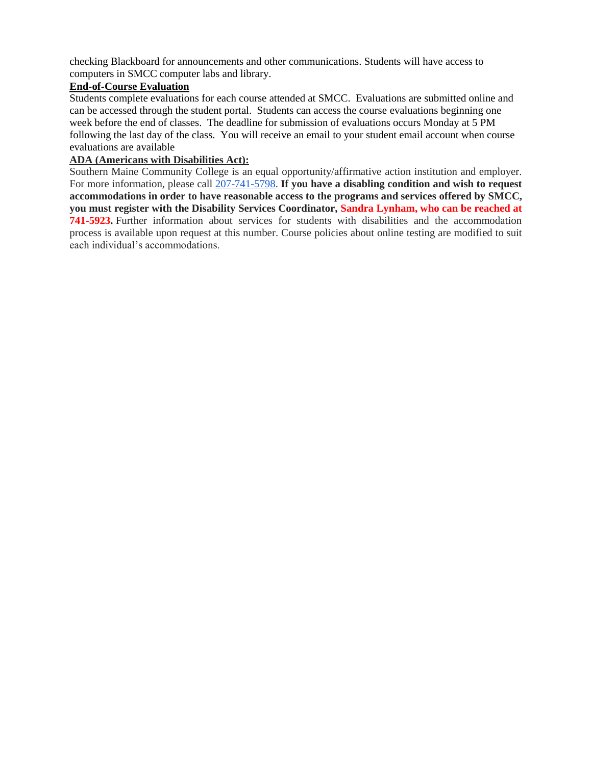checking Blackboard for announcements and other communications. Students will have access to computers in SMCC computer labs and library.

**End-of-Course Evaluation**

Students complete evaluations for each course attended at SMCC. Evaluations are submitted online and can be accessed through the student portal. Students can access the course evaluations beginning one week before the end of classes. The deadline for submission of evaluations occurs Monday at 5 PM following the last day of the class. You will receive an email to your student email account when course evaluations are available

**ADA (Americans with Disabilities Act):**

Southern Maine Community College is an equal opportunity/affirmative action institution and employer. For more information, please call 207-741-5798. **If you have a disabling condition and wish to request accommodations in order to have reasonable access to the programs and services offered by SMCC, you must register with the Disability Services Coordinator, Sandra Lynham, who can be reached at 741-5923.** Further information about services for students with disabilities and the accommodation process is available upon request at this number. Course policies about online testing are modified to suit each individual's accommodations.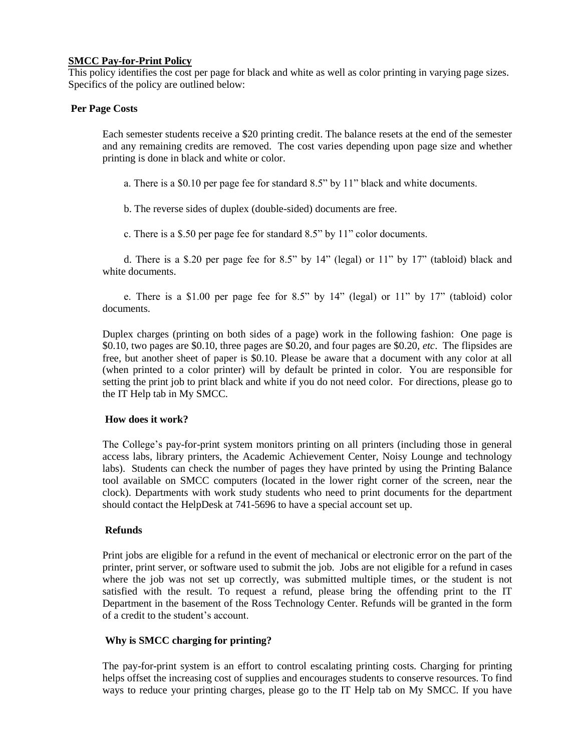**SMCC Pay-for-Print Policy**

This policy identifies the cost per page for black and white as well as color printing in varying page sizes. Specifics of the policy are outlined below:

**Per Page Costs**

Each semester students receive a $20 printing credit. The balance resets at the end of the semester and any remaining credits are removed. The cost varies depending upon page size and whether printing is done in black and white or color.

a. There is a $0.10 per page fee for standard 8.5" by 11" black and white documents.

b. The reverse sides of duplex (double-sided) documents are free.

c. There is a $.50 per page fee for standard 8.5" by 11" color documents.

d. There is a $.20 per page fee for 8.5" by 14" (legal) or 11" by 17" (tabloid) black and white documents.

e. There is a $1.00 per page fee for 8.5" by 14" (legal) or 11" by 17" (tabloid) color documents.

Duplex charges (printing on both sides of a page) work in the following fashion: One page is $0.10, two pages are $0.10, three pages are $0.20, and four pages are $0.20, *etc*. The flipsides are free, but another sheet of paper is $0.10. Please be aware that a document with any color at all (when printed to a color printer) will by default be printed in color. You are responsible for setting the print job to print black and white if you do not need color. For directions, please go to the IT Help tab in My SMCC.

**How does it work?**

The College's pay-for-print system monitors printing on all printers (including those in general access labs, library printers, the Academic Achievement Center, Noisy Lounge and technology labs). Students can check the number of pages they have printed by using the Printing Balance tool available on SMCC computers (located in the lower right corner of the screen, near the clock). Departments with work study students who need to print documents for the department should contact the HelpDesk at 741-5696 to have a special account set up.

**Refunds**

Print jobs are eligible for a refund in the event of mechanical or electronic error on the part of the printer, print server, or software used to submit the job. Jobs are not eligible for a refund in cases where the job was not set up correctly, was submitted multiple times, or the student is not satisfied with the result. To request a refund, please bring the offending print to the IT Department in the basement of the Ross Technology Center. Refunds will be granted in the form of a credit to the student's account.

**Why is SMCC charging for printing?**

The pay-for-print system is an effort to control escalating printing costs. Charging for printing helps offset the increasing cost of supplies and encourages students to conserve resources. To find ways to reduce your printing charges, please go to the IT Help tab on My SMCC. If you have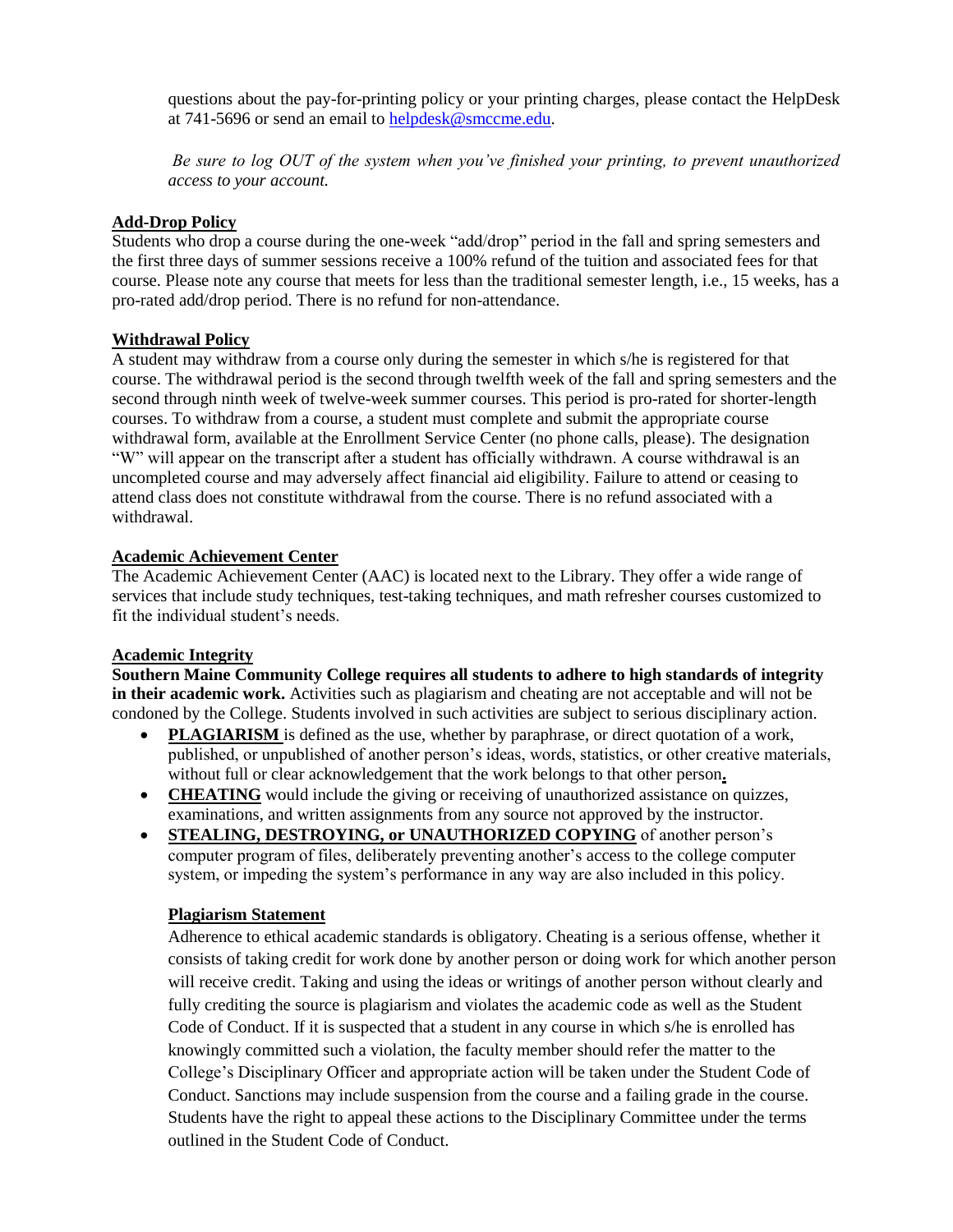questions about the pay-for-printing policy or your printing charges, please contact the HelpDesk at 741-5696 or send an email to helpdesk@smccme.edu.

*Be sure to log OUT of the system when you've finished your printing, to prevent unauthorized access to your account.*

## Add-Drop Policy

Students who drop a course during the one-week "add/drop" period in the fall and spring semesters and the first three days of summer sessions receive a 100% refund of the tuition and associated fees for that course. Please note any course that meets for less than the traditional semester length, i.e., 15 weeks, has a pro-rated add/drop period. There is no refund for non-attendance.

## Withdrawal Policy

A student may withdraw from a course only during the semester in which s/he is registered for that course. The withdrawal period is the second through twelfth week of the fall and spring semesters and the second through ninth week of twelve-week summer courses. This period is pro-rated for shorter-length courses. To withdraw from a course, a student must complete and submit the appropriate course withdrawal form, available at the Enrollment Service Center (no phone calls, please). The designation "W" will appear on the transcript after a student has officially withdrawn. A course withdrawal is an uncompleted course and may adversely affect financial aid eligibility. Failure to attend or ceasing to attend class does not constitute withdrawal from the course. There is no refund associated with a withdrawal.

## Academic Achievement Center

The Academic Achievement Center (AAC) is located next to the Library. They offer a wide range of services that include study techniques, test-taking techniques, and math refresher courses customized to fit the individual student's needs.

## Academic Integrity

**Southern Maine Community College requires all students to adhere to high standards of integrity in their academic work.** Activities such as plagiarism and cheating are not acceptable and will not be condoned by the College. Students involved in such activities are subject to serious disciplinary action.

- **PLAGIARISM** is defined as the use, whether by paraphrase, or direct quotation of a work, published, or unpublished of another person's ideas, words, statistics, or other creative materials, without full or clear acknowledgement that the work belongs to that other person**.**
- **CHEATING** would include the giving or receiving of unauthorized assistance on quizzes, examinations, and written assignments from any source not approved by the instructor.
- **STEALING, DESTROYING, or UNAUTHORIZED COPYING** of another person's computer program of files, deliberately preventing another's access to the college computer system, or impeding the system's performance in any way are also included in this policy.

### Plagiarism Statement

Adherence to ethical academic standards is obligatory. Cheating is a serious offense, whether it consists of taking credit for work done by another person or doing work for which another person will receive credit. Taking and using the ideas or writings of another person without clearly and fully crediting the source is plagiarism and violates the academic code as well as the Student Code of Conduct. If it is suspected that a student in any course in which s/he is enrolled has knowingly committed such a violation, the faculty member should refer the matter to the College's Disciplinary Officer and appropriate action will be taken under the Student Code of Conduct. Sanctions may include suspension from the course and a failing grade in the course. Students have the right to appeal these actions to the Disciplinary Committee under the terms outlined in the Student Code of Conduct.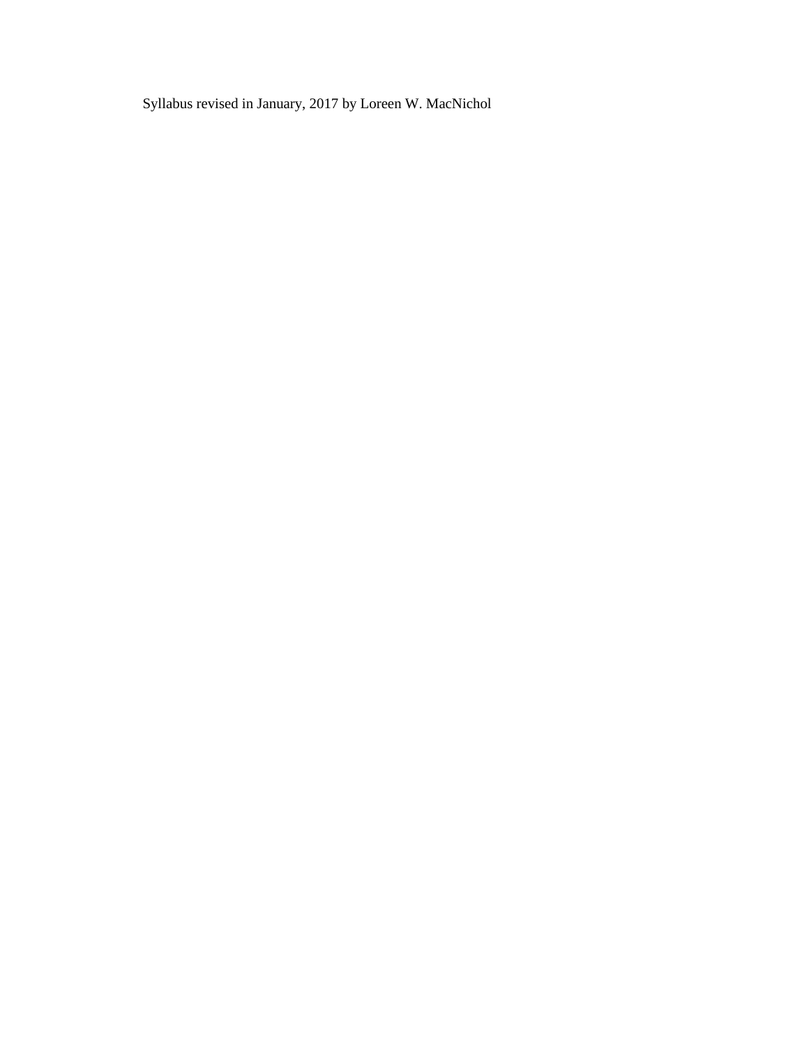Syllabus revised in January, 2017 by Loreen W. MacNichol